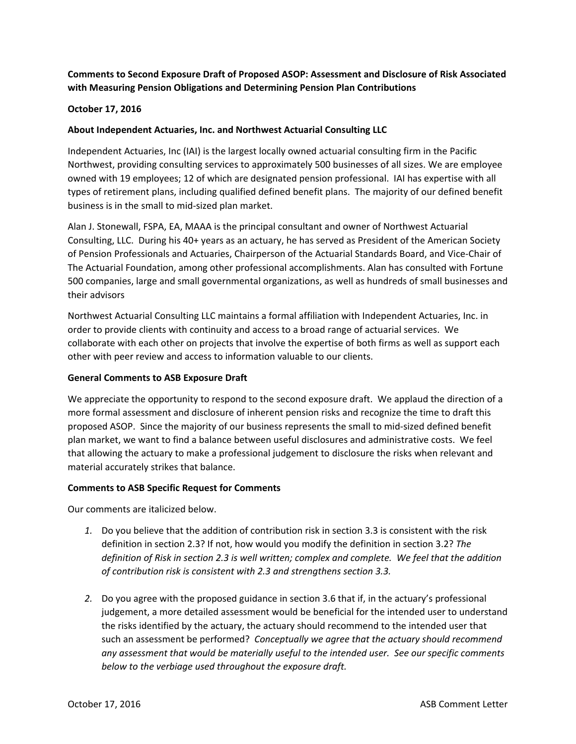**Comments to Second Exposure Draft of Proposed ASOP: Assessment and Disclosure of Risk Associated with Measuring Pension Obligations and Determining Pension Plan Contributions**

**October 17, 2016**

**About Independent Actuaries, Inc. and Northwest Actuarial Consulting LLC**

Independent Actuaries, Inc (IAI) is the largest locally owned actuarial consulting firm in the Pacific Northwest, providing consulting services to approximately 500 businesses of all sizes. We are employee owned with 19 employees; 12 of which are designated pension professional. IAI has expertise with all types of retirement plans, including qualified defined benefit plans. The majority of our defined benefit business is in the small to mid-sized plan market.

Alan J. Stonewall, FSPA, EA, MAAA is the principal consultant and owner of Northwest Actuarial Consulting, LLC. During his 40+ years as an actuary, he has served as President of the American Society of Pension Professionals and Actuaries, Chairperson of the Actuarial Standards Board, and Vice-Chair of The Actuarial Foundation, among other professional accomplishments. Alan has consulted with Fortune 500 companies, large and small governmental organizations, as well as hundreds of small businesses and their advisors

Northwest Actuarial Consulting LLC maintains a formal affiliation with Independent Actuaries, Inc. in order to provide clients with continuity and access to a broad range of actuarial services. We collaborate with each other on projects that involve the expertise of both firms as well as support each other with peer review and access to information valuable to our clients.

**General Comments to ASB Exposure Draft**

We appreciate the opportunity to respond to the second exposure draft. We applaud the direction of a more formal assessment and disclosure of inherent pension risks and recognize the time to draft this proposed ASOP. Since the majority of our business represents the small to mid-sized defined benefit plan market, we want to find a balance between useful disclosures and administrative costs. We feel that allowing the actuary to make a professional judgement to disclosure the risks when relevant and material accurately strikes that balance.

**Comments to ASB Specific Request for Comments**

Our comments are italicized below.

1. Do you believe that the addition of contribution risk in section 3.3 is consistent with the risk definition in section 2.3? If not, how would you modify the definition in section 3.2? *The definition of Risk in section 2.3 is well written; complex and complete. We feel that the addition of contribution risk is consistent with 2.3 and strengthens section 3.3.*

2. Do you agree with the proposed guidance in section 3.6 that if, in the actuary's professional judgement, a more detailed assessment would be beneficial for the intended user to understand the risks identified by the actuary, the actuary should recommend to the intended user that such an assessment be performed? *Conceptually we agree that the actuary should recommend any assessment that would be materially useful to the intended user. See our specific comments below to the verbiage used throughout the exposure draft.*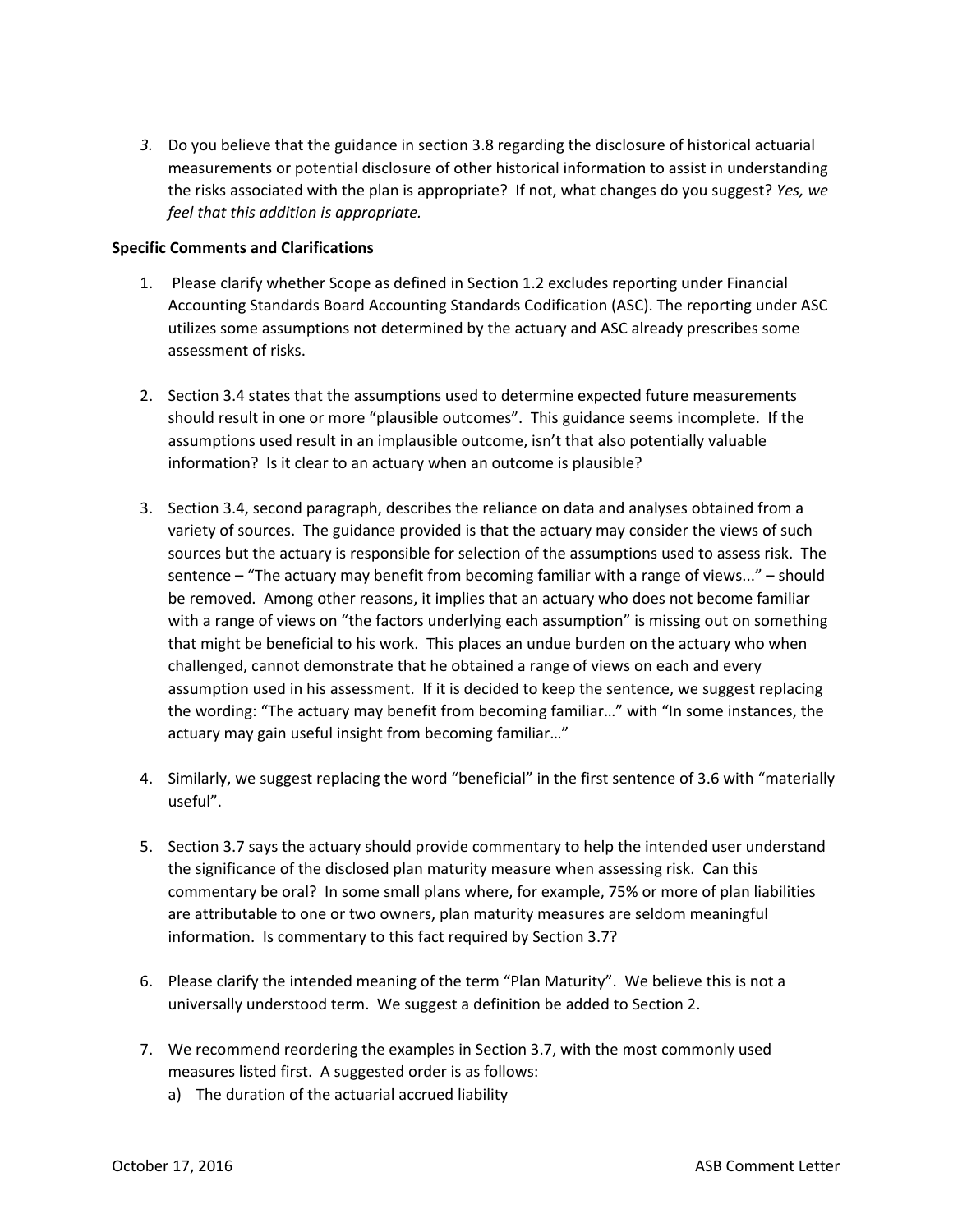3. Do you believe that the guidance in section 3.8 regarding the disclosure of historical actuarial measurements or potential disclosure of other historical information to assist in understanding the risks associated with the plan is appropriate? If not, what changes do you suggest? *Yes, we feel that this addition is appropriate.*

**Specific Comments and Clarifications**

1. Please clarify whether Scope as defined in Section 1.2 excludes reporting under Financial Accounting Standards Board Accounting Standards Codification (ASC). The reporting under ASC utilizes some assumptions not determined by the actuary and ASC already prescribes some assessment of risks.

2. Section 3.4 states that the assumptions used to determine expected future measurements should result in one or more "plausible outcomes". This guidance seems incomplete. If the assumptions used result in an implausible outcome, isn't that also potentially valuable information? Is it clear to an actuary when an outcome is plausible?

3. Section 3.4, second paragraph, describes the reliance on data and analyses obtained from a variety of sources. The guidance provided is that the actuary may consider the views of such sources but the actuary is responsible for selection of the assumptions used to assess risk. The sentence – "The actuary may benefit from becoming familiar with a range of views..." – should be removed. Among other reasons, it implies that an actuary who does not become familiar with a range of views on "the factors underlying each assumption" is missing out on something that might be beneficial to his work. This places an undue burden on the actuary who when challenged, cannot demonstrate that he obtained a range of views on each and every assumption used in his assessment. If it is decided to keep the sentence, we suggest replacing the wording: "The actuary may benefit from becoming familiar…" with "In some instances, the actuary may gain useful insight from becoming familiar…"

4. Similarly, we suggest replacing the word "beneficial" in the first sentence of 3.6 with "materially useful".

5. Section 3.7 says the actuary should provide commentary to help the intended user understand the significance of the disclosed plan maturity measure when assessing risk. Can this commentary be oral? In some small plans where, for example, 75% or more of plan liabilities are attributable to one or two owners, plan maturity measures are seldom meaningful information. Is commentary to this fact required by Section 3.7?

6. Please clarify the intended meaning of the term "Plan Maturity". We believe this is not a universally understood term. We suggest a definition be added to Section 2.

7. We recommend reordering the examples in Section 3.7, with the most commonly used measures listed first. A suggested order is as follows:
   a) The duration of the actuarial accrued liability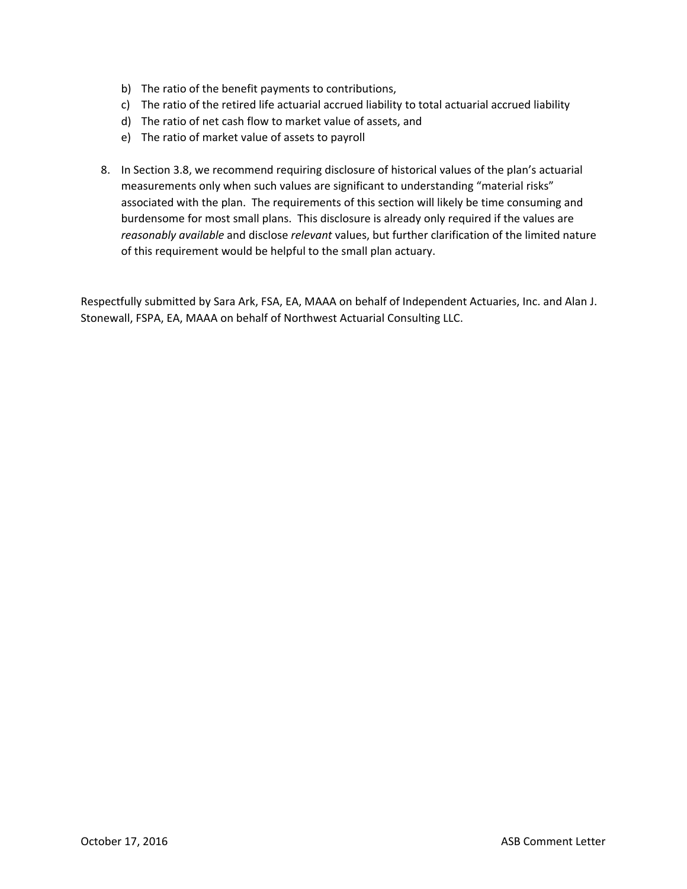b) The ratio of the benefit payments to contributions,
   c) The ratio of the retired life actuarial accrued liability to total actuarial accrued liability
   d) The ratio of net cash flow to market value of assets, and
   e) The ratio of market value of assets to payroll

8. In Section 3.8, we recommend requiring disclosure of historical values of the plan's actuarial measurements only when such values are significant to understanding "material risks" associated with the plan. The requirements of this section will likely be time consuming and burdensome for most small plans. This disclosure is already only required if the values are *reasonably available* and disclose *relevant* values, but further clarification of the limited nature of this requirement would be helpful to the small plan actuary.

Respectfully submitted by Sara Ark, FSA, EA, MAAA on behalf of Independent Actuaries, Inc. and Alan J. Stonewall, FSPA, EA, MAAA on behalf of Northwest Actuarial Consulting LLC.